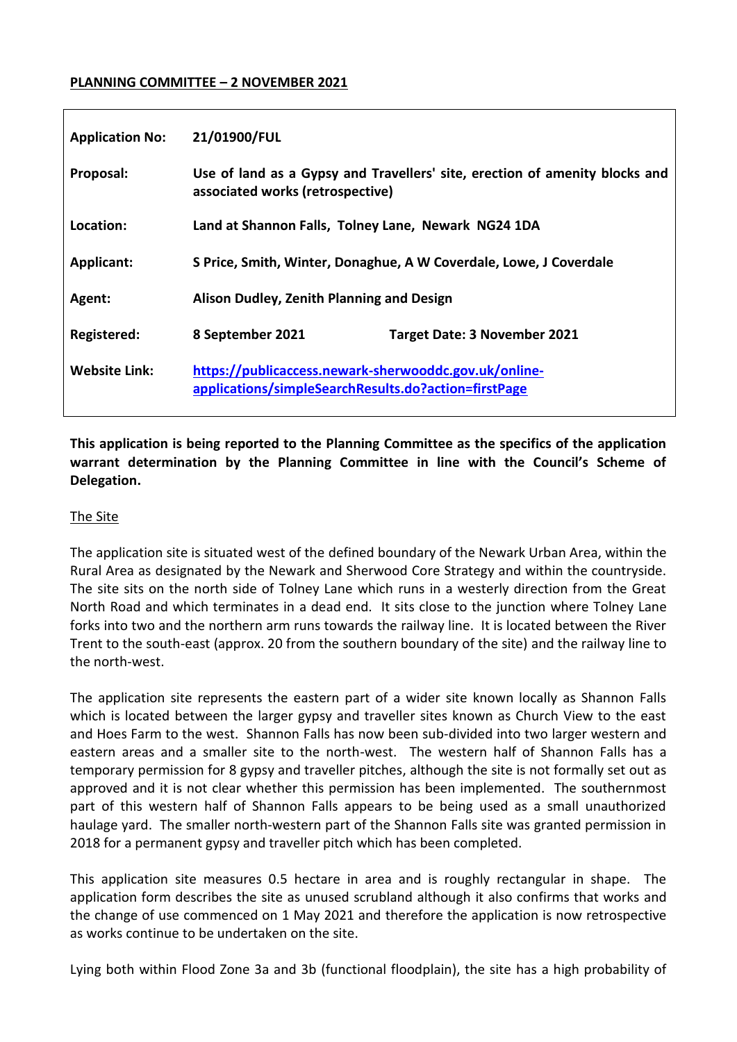**PLANNING COMMITTEE – 2 NOVEMBER 2021**

| | | |
|---|---|---|
| **Application No:** | **21/01900/FUL** | |
| **Proposal:** | **Use of land as a Gypsy and Travellers' site, erection of amenity blocks and associated works (retrospective)** | |
| **Location:** | **Land at Shannon Falls, Tolney Lane, Newark NG24 1DA** | |
| **Applicant:** | **S Price, Smith, Winter, Donaghue, A W Coverdale, Lowe, J Coverdale** | |
| **Agent:** | **Alison Dudley, Zenith Planning and Design** | |
| **Registered:** | **8 September 2021** | **Target Date: 3 November 2021** |
| **Website Link:** | **[https://publicaccess.newark-sherwooddc.gov.uk/online-applications/simpleSearchResults.do?action=firstPage](https://publicaccess.newark-sherwooddc.gov.uk/online-applications/simpleSearchResults.do?action=firstPage)** | |

**This application is being reported to the Planning Committee as the specifics of the application warrant determination by the Planning Committee in line with the Council's Scheme of Delegation.**

The Site

The application site is situated west of the defined boundary of the Newark Urban Area, within the Rural Area as designated by the Newark and Sherwood Core Strategy and within the countryside. The site sits on the north side of Tolney Lane which runs in a westerly direction from the Great North Road and which terminates in a dead end. It sits close to the junction where Tolney Lane forks into two and the northern arm runs towards the railway line. It is located between the River Trent to the south-east (approx. 20 from the southern boundary of the site) and the railway line to the north-west.

The application site represents the eastern part of a wider site known locally as Shannon Falls which is located between the larger gypsy and traveller sites known as Church View to the east and Hoes Farm to the west. Shannon Falls has now been sub-divided into two larger western and eastern areas and a smaller site to the north-west. The western half of Shannon Falls has a temporary permission for 8 gypsy and traveller pitches, although the site is not formally set out as approved and it is not clear whether this permission has been implemented. The southernmost part of this western half of Shannon Falls appears to be being used as a small unauthorized haulage yard. The smaller north-western part of the Shannon Falls site was granted permission in 2018 for a permanent gypsy and traveller pitch which has been completed.

This application site measures 0.5 hectare in area and is roughly rectangular in shape. The application form describes the site as unused scrubland although it also confirms that works and the change of use commenced on 1 May 2021 and therefore the application is now retrospective as works continue to be undertaken on the site.

Lying both within Flood Zone 3a and 3b (functional floodplain), the site has a high probability of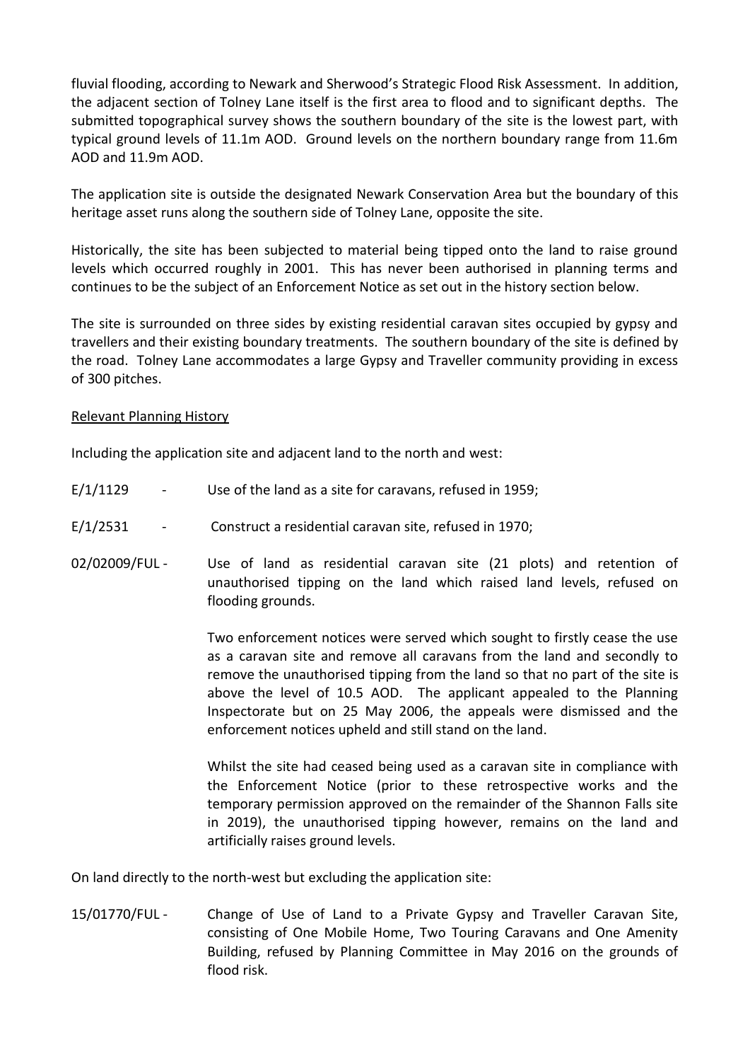fluvial flooding, according to Newark and Sherwood's Strategic Flood Risk Assessment. In addition, the adjacent section of Tolney Lane itself is the first area to flood and to significant depths. The submitted topographical survey shows the southern boundary of the site is the lowest part, with typical ground levels of 11.1m AOD. Ground levels on the northern boundary range from 11.6m AOD and 11.9m AOD.

The application site is outside the designated Newark Conservation Area but the boundary of this heritage asset runs along the southern side of Tolney Lane, opposite the site.

Historically, the site has been subjected to material being tipped onto the land to raise ground levels which occurred roughly in 2001. This has never been authorised in planning terms and continues to be the subject of an Enforcement Notice as set out in the history section below.

The site is surrounded on three sides by existing residential caravan sites occupied by gypsy and travellers and their existing boundary treatments. The southern boundary of the site is defined by the road. Tolney Lane accommodates a large Gypsy and Traveller community providing in excess of 300 pitches.

<u>Relevant Planning History</u>

Including the application site and adjacent land to the north and west:

E/1/1129 - Use of the land as a site for caravans, refused in 1959;

E/1/2531 - Construct a residential caravan site, refused in 1970;

02/02009/FUL - Use of land as residential caravan site (21 plots) and retention of unauthorised tipping on the land which raised land levels, refused on flooding grounds.

Two enforcement notices were served which sought to firstly cease the use as a caravan site and remove all caravans from the land and secondly to remove the unauthorised tipping from the land so that no part of the site is above the level of 10.5 AOD. The applicant appealed to the Planning Inspectorate but on 25 May 2006, the appeals were dismissed and the enforcement notices upheld and still stand on the land.

Whilst the site had ceased being used as a caravan site in compliance with the Enforcement Notice (prior to these retrospective works and the temporary permission approved on the remainder of the Shannon Falls site in 2019), the unauthorised tipping however, remains on the land and artificially raises ground levels.

On land directly to the north-west but excluding the application site:

15/01770/FUL - Change of Use of Land to a Private Gypsy and Traveller Caravan Site, consisting of One Mobile Home, Two Touring Caravans and One Amenity Building, refused by Planning Committee in May 2016 on the grounds of flood risk.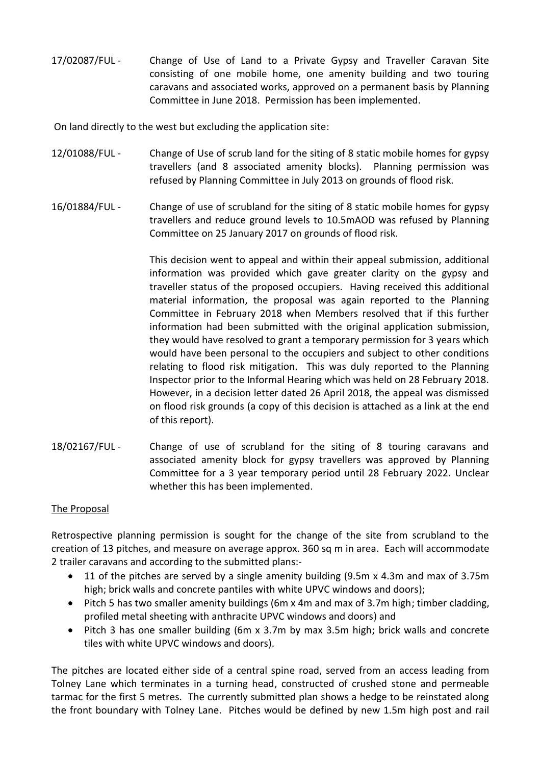17/02087/FUL - Change of Use of Land to a Private Gypsy and Traveller Caravan Site consisting of one mobile home, one amenity building and two touring caravans and associated works, approved on a permanent basis by Planning Committee in June 2018. Permission has been implemented.

On land directly to the west but excluding the application site:

12/01088/FUL - Change of Use of scrub land for the siting of 8 static mobile homes for gypsy travellers (and 8 associated amenity blocks). Planning permission was refused by Planning Committee in July 2013 on grounds of flood risk.

16/01884/FUL - Change of use of scrubland for the siting of 8 static mobile homes for gypsy travellers and reduce ground levels to 10.5mAOD was refused by Planning Committee on 25 January 2017 on grounds of flood risk.

This decision went to appeal and within their appeal submission, additional information was provided which gave greater clarity on the gypsy and traveller status of the proposed occupiers. Having received this additional material information, the proposal was again reported to the Planning Committee in February 2018 when Members resolved that if this further information had been submitted with the original application submission, they would have resolved to grant a temporary permission for 3 years which would have been personal to the occupiers and subject to other conditions relating to flood risk mitigation. This was duly reported to the Planning Inspector prior to the Informal Hearing which was held on 28 February 2018. However, in a decision letter dated 26 April 2018, the appeal was dismissed on flood risk grounds (a copy of this decision is attached as a link at the end of this report).

18/02167/FUL - Change of use of scrubland for the siting of 8 touring caravans and associated amenity block for gypsy travellers was approved by Planning Committee for a 3 year temporary period until 28 February 2022. Unclear whether this has been implemented.

## The Proposal

Retrospective planning permission is sought for the change of the site from scrubland to the creation of 13 pitches, and measure on average approx. 360 sq m in area. Each will accommodate 2 trailer caravans and according to the submitted plans:-

- 11 of the pitches are served by a single amenity building (9.5m x 4.3m and max of 3.75m high; brick walls and concrete pantiles with white UPVC windows and doors);
- Pitch 5 has two smaller amenity buildings (6m x 4m and max of 3.7m high; timber cladding, profiled metal sheeting with anthracite UPVC windows and doors) and
- Pitch 3 has one smaller building (6m x 3.7m by max 3.5m high; brick walls and concrete tiles with white UPVC windows and doors).

The pitches are located either side of a central spine road, served from an access leading from Tolney Lane which terminates in a turning head, constructed of crushed stone and permeable tarmac for the first 5 metres. The currently submitted plan shows a hedge to be reinstated along the front boundary with Tolney Lane. Pitches would be defined by new 1.5m high post and rail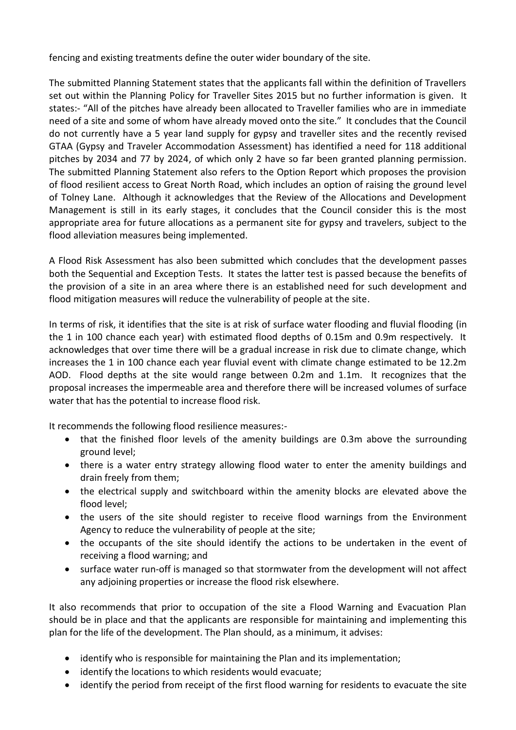fencing and existing treatments define the outer wider boundary of the site.

The submitted Planning Statement states that the applicants fall within the definition of Travellers set out within the Planning Policy for Traveller Sites 2015 but no further information is given. It states:- "All of the pitches have already been allocated to Traveller families who are in immediate need of a site and some of whom have already moved onto the site." It concludes that the Council do not currently have a 5 year land supply for gypsy and traveller sites and the recently revised GTAA (Gypsy and Traveler Accommodation Assessment) has identified a need for 118 additional pitches by 2034 and 77 by 2024, of which only 2 have so far been granted planning permission. The submitted Planning Statement also refers to the Option Report which proposes the provision of flood resilient access to Great North Road, which includes an option of raising the ground level of Tolney Lane. Although it acknowledges that the Review of the Allocations and Development Management is still in its early stages, it concludes that the Council consider this is the most appropriate area for future allocations as a permanent site for gypsy and travelers, subject to the flood alleviation measures being implemented.

A Flood Risk Assessment has also been submitted which concludes that the development passes both the Sequential and Exception Tests. It states the latter test is passed because the benefits of the provision of a site in an area where there is an established need for such development and flood mitigation measures will reduce the vulnerability of people at the site.

In terms of risk, it identifies that the site is at risk of surface water flooding and fluvial flooding (in the 1 in 100 chance each year) with estimated flood depths of 0.15m and 0.9m respectively. It acknowledges that over time there will be a gradual increase in risk due to climate change, which increases the 1 in 100 chance each year fluvial event with climate change estimated to be 12.2m AOD. Flood depths at the site would range between 0.2m and 1.1m. It recognizes that the proposal increases the impermeable area and therefore there will be increased volumes of surface water that has the potential to increase flood risk.

It recommends the following flood resilience measures:-

- that the finished floor levels of the amenity buildings are 0.3m above the surrounding ground level;
- there is a water entry strategy allowing flood water to enter the amenity buildings and drain freely from them;
- the electrical supply and switchboard within the amenity blocks are elevated above the flood level;
- the users of the site should register to receive flood warnings from the Environment Agency to reduce the vulnerability of people at the site;
- the occupants of the site should identify the actions to be undertaken in the event of receiving a flood warning; and
- surface water run-off is managed so that stormwater from the development will not affect any adjoining properties or increase the flood risk elsewhere.

It also recommends that prior to occupation of the site a Flood Warning and Evacuation Plan should be in place and that the applicants are responsible for maintaining and implementing this plan for the life of the development. The Plan should, as a minimum, it advises:

- identify who is responsible for maintaining the Plan and its implementation;
- identify the locations to which residents would evacuate;
- identify the period from receipt of the first flood warning for residents to evacuate the site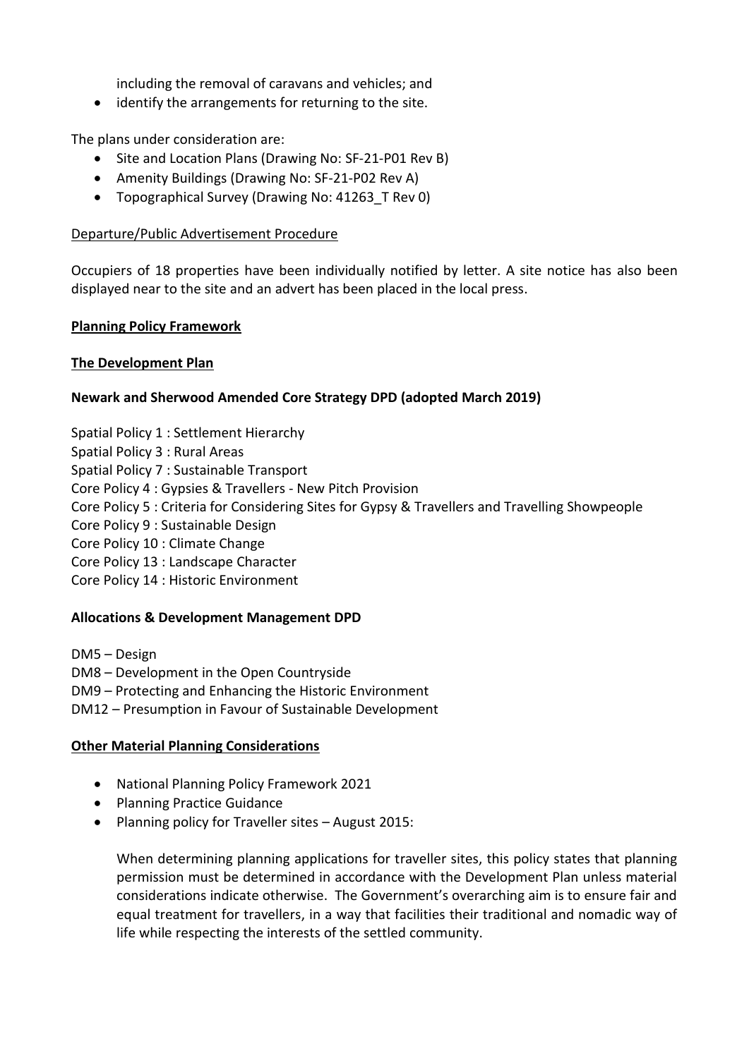including the removal of caravans and vehicles; and

- identify the arrangements for returning to the site.

The plans under consideration are:

- Site and Location Plans (Drawing No: SF-21-P01 Rev B)
- Amenity Buildings (Drawing No: SF-21-P02 Rev A)
- Topographical Survey (Drawing No: 41263_T Rev 0)

Departure/Public Advertisement Procedure

Occupiers of 18 properties have been individually notified by letter. A site notice has also been displayed near to the site and an advert has been placed in the local press.

**Planning Policy Framework**

**The Development Plan**

**Newark and Sherwood Amended Core Strategy DPD (adopted March 2019)**

Spatial Policy 1 : Settlement Hierarchy
Spatial Policy 3 : Rural Areas
Spatial Policy 7 : Sustainable Transport
Core Policy 4 : Gypsies & Travellers - New Pitch Provision
Core Policy 5 : Criteria for Considering Sites for Gypsy & Travellers and Travelling Showpeople
Core Policy 9 : Sustainable Design
Core Policy 10 : Climate Change
Core Policy 13 : Landscape Character
Core Policy 14 : Historic Environment

**Allocations & Development Management DPD**

DM5 – Design
DM8 – Development in the Open Countryside
DM9 – Protecting and Enhancing the Historic Environment
DM12 – Presumption in Favour of Sustainable Development

**Other Material Planning Considerations**

- National Planning Policy Framework 2021
- Planning Practice Guidance
- Planning policy for Traveller sites – August 2015:

  When determining planning applications for traveller sites, this policy states that planning permission must be determined in accordance with the Development Plan unless material considerations indicate otherwise. The Government's overarching aim is to ensure fair and equal treatment for travellers, in a way that facilities their traditional and nomadic way of life while respecting the interests of the settled community.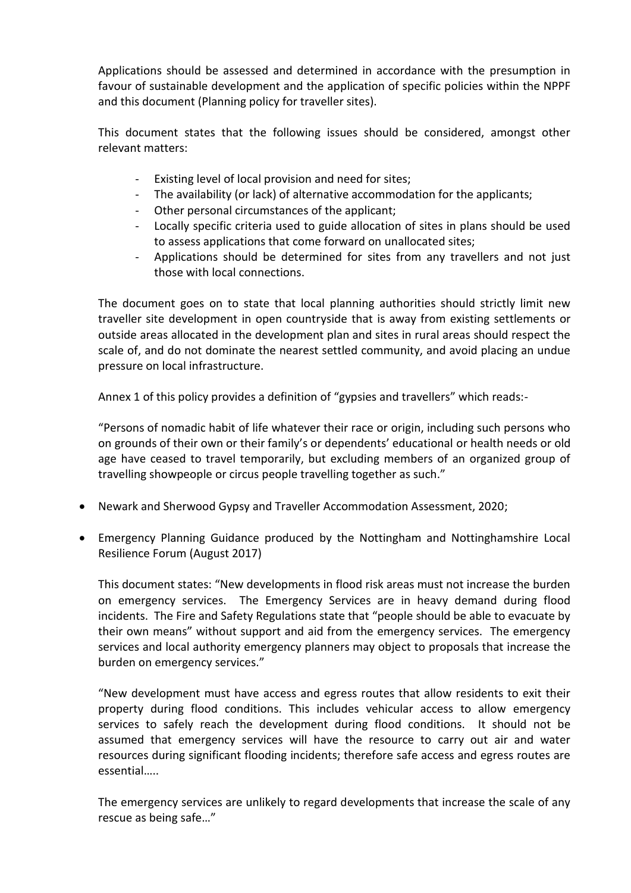Applications should be assessed and determined in accordance with the presumption in favour of sustainable development and the application of specific policies within the NPPF and this document (Planning policy for traveller sites).

This document states that the following issues should be considered, amongst other relevant matters:

- Existing level of local provision and need for sites;
- The availability (or lack) of alternative accommodation for the applicants;
- Other personal circumstances of the applicant;
- Locally specific criteria used to guide allocation of sites in plans should be used to assess applications that come forward on unallocated sites;
- Applications should be determined for sites from any travellers and not just those with local connections.

The document goes on to state that local planning authorities should strictly limit new traveller site development in open countryside that is away from existing settlements or outside areas allocated in the development plan and sites in rural areas should respect the scale of, and do not dominate the nearest settled community, and avoid placing an undue pressure on local infrastructure.

Annex 1 of this policy provides a definition of "gypsies and travellers" which reads:-

"Persons of nomadic habit of life whatever their race or origin, including such persons who on grounds of their own or their family's or dependents' educational or health needs or old age have ceased to travel temporarily, but excluding members of an organized group of travelling showpeople or circus people travelling together as such."

- Newark and Sherwood Gypsy and Traveller Accommodation Assessment, 2020;

- Emergency Planning Guidance produced by the Nottingham and Nottinghamshire Local Resilience Forum (August 2017)

  This document states: "New developments in flood risk areas must not increase the burden on emergency services. The Emergency Services are in heavy demand during flood incidents. The Fire and Safety Regulations state that "people should be able to evacuate by their own means" without support and aid from the emergency services. The emergency services and local authority emergency planners may object to proposals that increase the burden on emergency services."

  "New development must have access and egress routes that allow residents to exit their property during flood conditions. This includes vehicular access to allow emergency services to safely reach the development during flood conditions. It should not be assumed that emergency services will have the resource to carry out air and water resources during significant flooding incidents; therefore safe access and egress routes are essential…..

  The emergency services are unlikely to regard developments that increase the scale of any rescue as being safe…"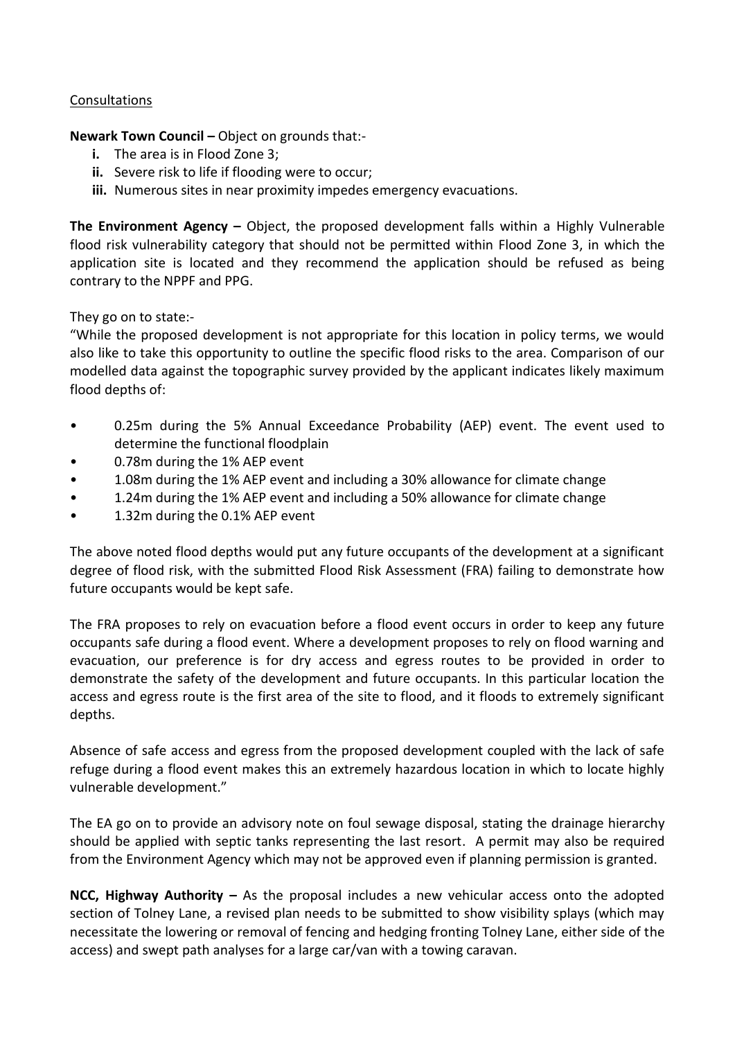<u>Consultations</u>

**Newark Town Council –** Object on grounds that:-

- **i.** The area is in Flood Zone 3;
- **ii.** Severe risk to life if flooding were to occur;
- **iii.** Numerous sites in near proximity impedes emergency evacuations.

**The Environment Agency –** Object, the proposed development falls within a Highly Vulnerable flood risk vulnerability category that should not be permitted within Flood Zone 3, in which the application site is located and they recommend the application should be refused as being contrary to the NPPF and PPG.

They go on to state:-

"While the proposed development is not appropriate for this location in policy terms, we would also like to take this opportunity to outline the specific flood risks to the area. Comparison of our modelled data against the topographic survey provided by the applicant indicates likely maximum flood depths of:

- 0.25m during the 5% Annual Exceedance Probability (AEP) event. The event used to determine the functional floodplain
- 0.78m during the 1% AEP event
- 1.08m during the 1% AEP event and including a 30% allowance for climate change
- 1.24m during the 1% AEP event and including a 50% allowance for climate change
- 1.32m during the 0.1% AEP event

The above noted flood depths would put any future occupants of the development at a significant degree of flood risk, with the submitted Flood Risk Assessment (FRA) failing to demonstrate how future occupants would be kept safe.

The FRA proposes to rely on evacuation before a flood event occurs in order to keep any future occupants safe during a flood event. Where a development proposes to rely on flood warning and evacuation, our preference is for dry access and egress routes to be provided in order to demonstrate the safety of the development and future occupants. In this particular location the access and egress route is the first area of the site to flood, and it floods to extremely significant depths.

Absence of safe access and egress from the proposed development coupled with the lack of safe refuge during a flood event makes this an extremely hazardous location in which to locate highly vulnerable development."

The EA go on to provide an advisory note on foul sewage disposal, stating the drainage hierarchy should be applied with septic tanks representing the last resort. A permit may also be required from the Environment Agency which may not be approved even if planning permission is granted.

**NCC, Highway Authority –** As the proposal includes a new vehicular access onto the adopted section of Tolney Lane, a revised plan needs to be submitted to show visibility splays (which may necessitate the lowering or removal of fencing and hedging fronting Tolney Lane, either side of the access) and swept path analyses for a large car/van with a towing caravan.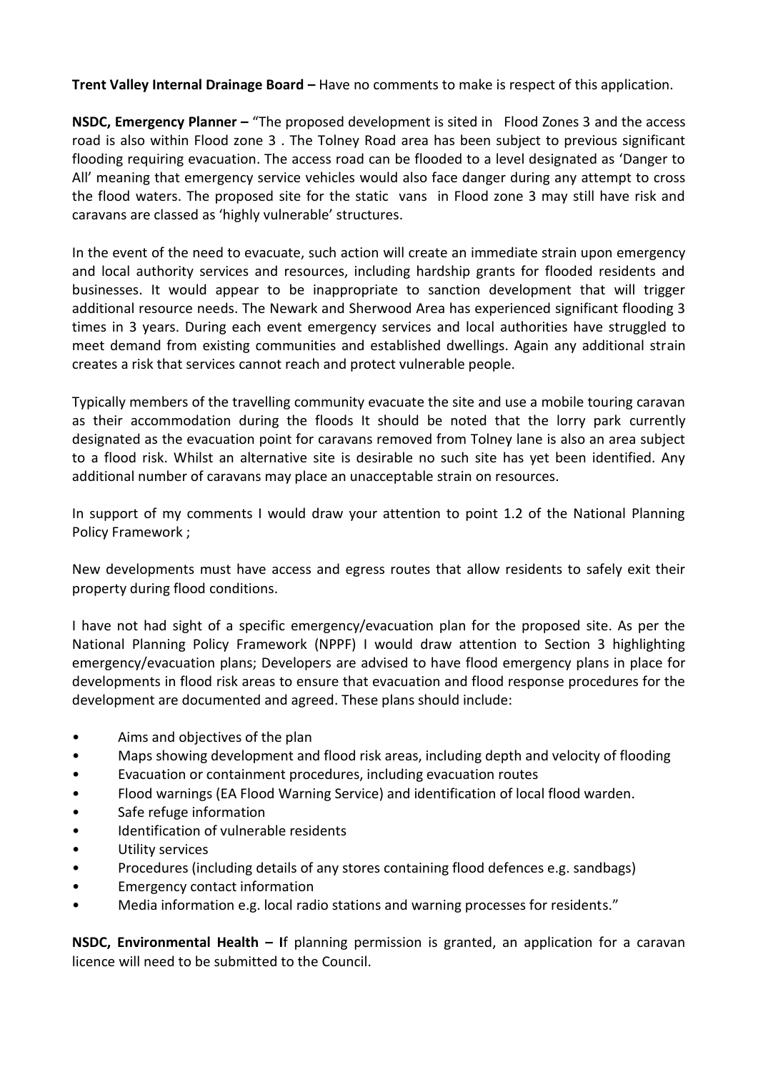**Trent Valley Internal Drainage Board –** Have no comments to make is respect of this application.

**NSDC, Emergency Planner –** "The proposed development is sited in Flood Zones 3 and the access road is also within Flood zone 3 . The Tolney Road area has been subject to previous significant flooding requiring evacuation. The access road can be flooded to a level designated as 'Danger to All' meaning that emergency service vehicles would also face danger during any attempt to cross the flood waters. The proposed site for the static vans in Flood zone 3 may still have risk and caravans are classed as 'highly vulnerable' structures.

In the event of the need to evacuate, such action will create an immediate strain upon emergency and local authority services and resources, including hardship grants for flooded residents and businesses. It would appear to be inappropriate to sanction development that will trigger additional resource needs. The Newark and Sherwood Area has experienced significant flooding 3 times in 3 years. During each event emergency services and local authorities have struggled to meet demand from existing communities and established dwellings. Again any additional strain creates a risk that services cannot reach and protect vulnerable people.

Typically members of the travelling community evacuate the site and use a mobile touring caravan as their accommodation during the floods It should be noted that the lorry park currently designated as the evacuation point for caravans removed from Tolney lane is also an area subject to a flood risk. Whilst an alternative site is desirable no such site has yet been identified. Any additional number of caravans may place an unacceptable strain on resources.

In support of my comments I would draw your attention to point 1.2 of the National Planning Policy Framework ;

New developments must have access and egress routes that allow residents to safely exit their property during flood conditions.

I have not had sight of a specific emergency/evacuation plan for the proposed site. As per the National Planning Policy Framework (NPPF) I would draw attention to Section 3 highlighting emergency/evacuation plans; Developers are advised to have flood emergency plans in place for developments in flood risk areas to ensure that evacuation and flood response procedures for the development are documented and agreed. These plans should include:

- Aims and objectives of the plan
- Maps showing development and flood risk areas, including depth and velocity of flooding
- Evacuation or containment procedures, including evacuation routes
- Flood warnings (EA Flood Warning Service) and identification of local flood warden.
- Safe refuge information
- Identification of vulnerable residents
- Utility services
- Procedures (including details of any stores containing flood defences e.g. sandbags)
- Emergency contact information
- Media information e.g. local radio stations and warning processes for residents."

**NSDC, Environmental Health – I**f planning permission is granted, an application for a caravan licence will need to be submitted to the Council.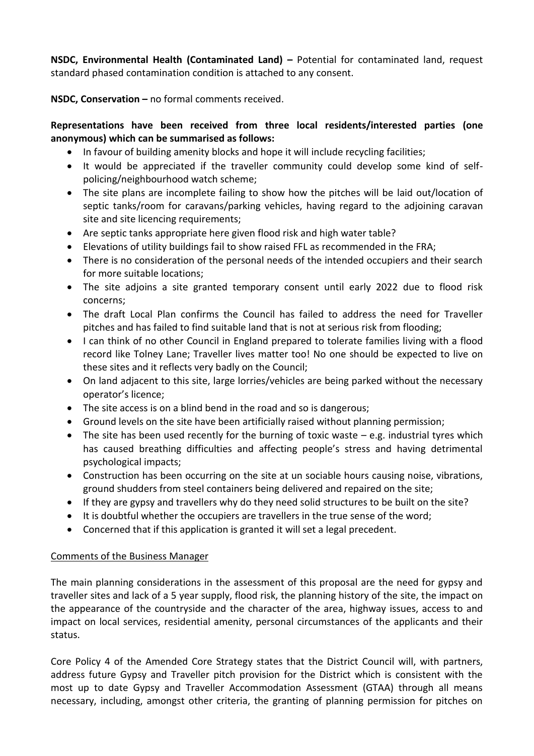**NSDC, Environmental Health (Contaminated Land) –** Potential for contaminated land, request standard phased contamination condition is attached to any consent.

**NSDC, Conservation –** no formal comments received.

**Representations have been received from three local residents/interested parties (one anonymous) which can be summarised as follows:**

- In favour of building amenity blocks and hope it will include recycling facilities;
- It would be appreciated if the traveller community could develop some kind of self-policing/neighbourhood watch scheme;
- The site plans are incomplete failing to show how the pitches will be laid out/location of septic tanks/room for caravans/parking vehicles, having regard to the adjoining caravan site and site licencing requirements;
- Are septic tanks appropriate here given flood risk and high water table?
- Elevations of utility buildings fail to show raised FFL as recommended in the FRA;
- There is no consideration of the personal needs of the intended occupiers and their search for more suitable locations;
- The site adjoins a site granted temporary consent until early 2022 due to flood risk concerns;
- The draft Local Plan confirms the Council has failed to address the need for Traveller pitches and has failed to find suitable land that is not at serious risk from flooding;
- I can think of no other Council in England prepared to tolerate families living with a flood record like Tolney Lane; Traveller lives matter too! No one should be expected to live on these sites and it reflects very badly on the Council;
- On land adjacent to this site, large lorries/vehicles are being parked without the necessary operator's licence;
- The site access is on a blind bend in the road and so is dangerous;
- Ground levels on the site have been artificially raised without planning permission;
- The site has been used recently for the burning of toxic waste – e.g. industrial tyres which has caused breathing difficulties and affecting people's stress and having detrimental psychological impacts;
- Construction has been occurring on the site at un sociable hours causing noise, vibrations, ground shudders from steel containers being delivered and repaired on the site;
- If they are gypsy and travellers why do they need solid structures to be built on the site?
- It is doubtful whether the occupiers are travellers in the true sense of the word;
- Concerned that if this application is granted it will set a legal precedent.

Comments of the Business Manager

The main planning considerations in the assessment of this proposal are the need for gypsy and traveller sites and lack of a 5 year supply, flood risk, the planning history of the site, the impact on the appearance of the countryside and the character of the area, highway issues, access to and impact on local services, residential amenity, personal circumstances of the applicants and their status.

Core Policy 4 of the Amended Core Strategy states that the District Council will, with partners, address future Gypsy and Traveller pitch provision for the District which is consistent with the most up to date Gypsy and Traveller Accommodation Assessment (GTAA) through all means necessary, including, amongst other criteria, the granting of planning permission for pitches on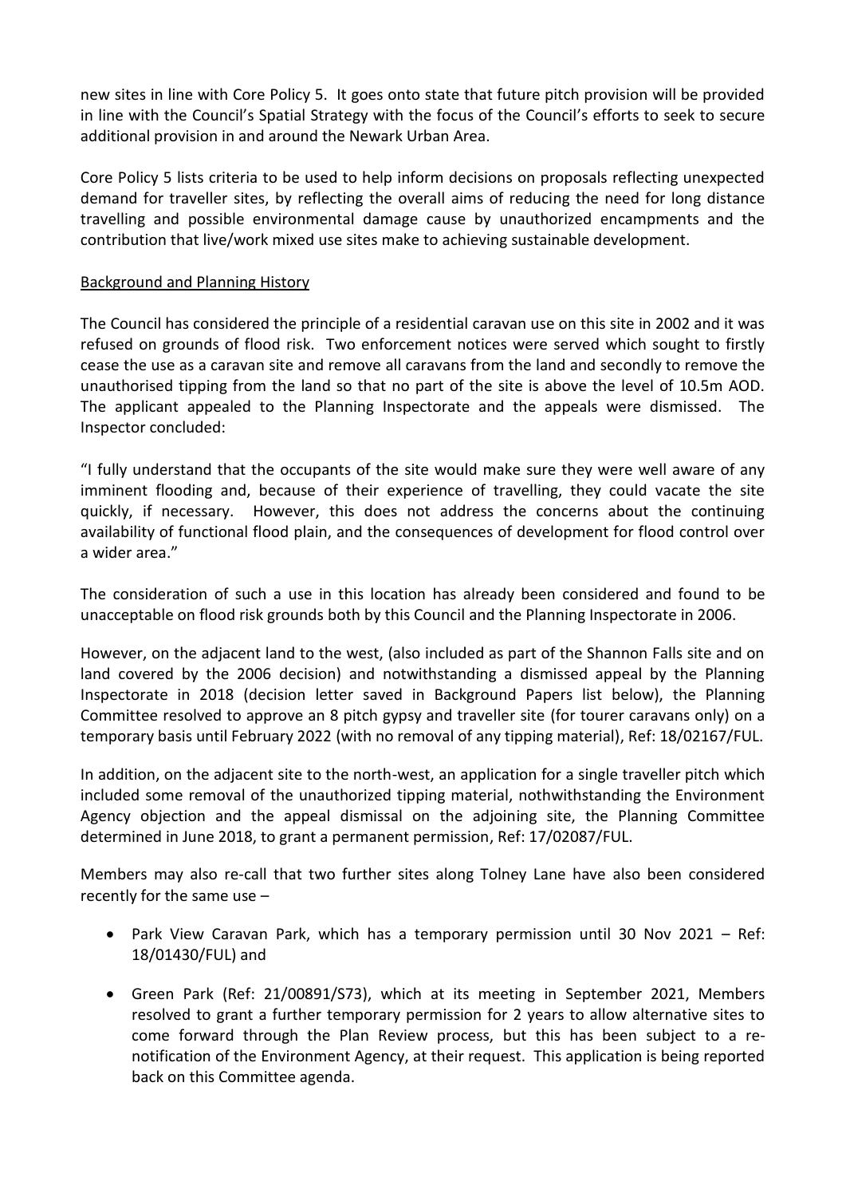new sites in line with Core Policy 5. It goes onto state that future pitch provision will be provided in line with the Council's Spatial Strategy with the focus of the Council's efforts to seek to secure additional provision in and around the Newark Urban Area.

Core Policy 5 lists criteria to be used to help inform decisions on proposals reflecting unexpected demand for traveller sites, by reflecting the overall aims of reducing the need for long distance travelling and possible environmental damage cause by unauthorized encampments and the contribution that live/work mixed use sites make to achieving sustainable development.

## Background and Planning History

The Council has considered the principle of a residential caravan use on this site in 2002 and it was refused on grounds of flood risk. Two enforcement notices were served which sought to firstly cease the use as a caravan site and remove all caravans from the land and secondly to remove the unauthorised tipping from the land so that no part of the site is above the level of 10.5m AOD. The applicant appealed to the Planning Inspectorate and the appeals were dismissed. The Inspector concluded:

"I fully understand that the occupants of the site would make sure they were well aware of any imminent flooding and, because of their experience of travelling, they could vacate the site quickly, if necessary. However, this does not address the concerns about the continuing availability of functional flood plain, and the consequences of development for flood control over a wider area."

The consideration of such a use in this location has already been considered and found to be unacceptable on flood risk grounds both by this Council and the Planning Inspectorate in 2006.

However, on the adjacent land to the west, (also included as part of the Shannon Falls site and on land covered by the 2006 decision) and notwithstanding a dismissed appeal by the Planning Inspectorate in 2018 (decision letter saved in Background Papers list below), the Planning Committee resolved to approve an 8 pitch gypsy and traveller site (for tourer caravans only) on a temporary basis until February 2022 (with no removal of any tipping material), Ref: 18/02167/FUL.

In addition, on the adjacent site to the north-west, an application for a single traveller pitch which included some removal of the unauthorized tipping material, nothwithstanding the Environment Agency objection and the appeal dismissal on the adjoining site, the Planning Committee determined in June 2018, to grant a permanent permission, Ref: 17/02087/FUL.

Members may also re-call that two further sites along Tolney Lane have also been considered recently for the same use –

- Park View Caravan Park, which has a temporary permission until 30 Nov 2021 – Ref: 18/01430/FUL) and
- Green Park (Ref: 21/00891/S73), which at its meeting in September 2021, Members resolved to grant a further temporary permission for 2 years to allow alternative sites to come forward through the Plan Review process, but this has been subject to a re-notification of the Environment Agency, at their request. This application is being reported back on this Committee agenda.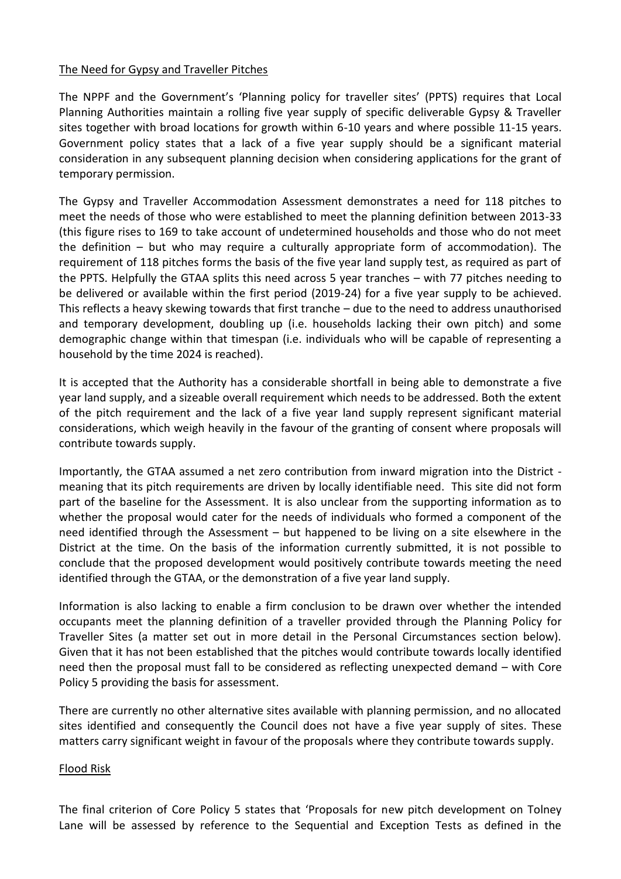The Need for Gypsy and Traveller Pitches

The NPPF and the Government's 'Planning policy for traveller sites' (PPTS) requires that Local Planning Authorities maintain a rolling five year supply of specific deliverable Gypsy & Traveller sites together with broad locations for growth within 6-10 years and where possible 11-15 years. Government policy states that a lack of a five year supply should be a significant material consideration in any subsequent planning decision when considering applications for the grant of temporary permission.

The Gypsy and Traveller Accommodation Assessment demonstrates a need for 118 pitches to meet the needs of those who were established to meet the planning definition between 2013-33 (this figure rises to 169 to take account of undetermined households and those who do not meet the definition – but who may require a culturally appropriate form of accommodation). The requirement of 118 pitches forms the basis of the five year land supply test, as required as part of the PPTS. Helpfully the GTAA splits this need across 5 year tranches – with 77 pitches needing to be delivered or available within the first period (2019-24) for a five year supply to be achieved. This reflects a heavy skewing towards that first tranche – due to the need to address unauthorised and temporary development, doubling up (i.e. households lacking their own pitch) and some demographic change within that timespan (i.e. individuals who will be capable of representing a household by the time 2024 is reached).

It is accepted that the Authority has a considerable shortfall in being able to demonstrate a five year land supply, and a sizeable overall requirement which needs to be addressed. Both the extent of the pitch requirement and the lack of a five year land supply represent significant material considerations, which weigh heavily in the favour of the granting of consent where proposals will contribute towards supply.

Importantly, the GTAA assumed a net zero contribution from inward migration into the District - meaning that its pitch requirements are driven by locally identifiable need. This site did not form part of the baseline for the Assessment. It is also unclear from the supporting information as to whether the proposal would cater for the needs of individuals who formed a component of the need identified through the Assessment – but happened to be living on a site elsewhere in the District at the time. On the basis of the information currently submitted, it is not possible to conclude that the proposed development would positively contribute towards meeting the need identified through the GTAA, or the demonstration of a five year land supply.

Information is also lacking to enable a firm conclusion to be drawn over whether the intended occupants meet the planning definition of a traveller provided through the Planning Policy for Traveller Sites (a matter set out in more detail in the Personal Circumstances section below). Given that it has not been established that the pitches would contribute towards locally identified need then the proposal must fall to be considered as reflecting unexpected demand – with Core Policy 5 providing the basis for assessment.

There are currently no other alternative sites available with planning permission, and no allocated sites identified and consequently the Council does not have a five year supply of sites. These matters carry significant weight in favour of the proposals where they contribute towards supply.

Flood Risk

The final criterion of Core Policy 5 states that 'Proposals for new pitch development on Tolney Lane will be assessed by reference to the Sequential and Exception Tests as defined in the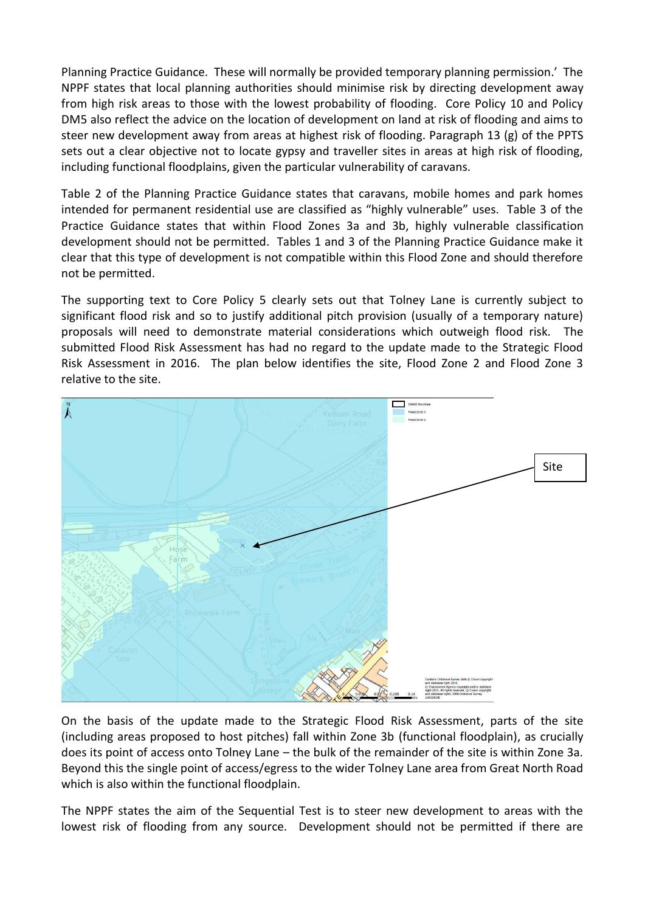Planning Practice Guidance. These will normally be provided temporary planning permission.' The NPPF states that local planning authorities should minimise risk by directing development away from high risk areas to those with the lowest probability of flooding. Core Policy 10 and Policy DM5 also reflect the advice on the location of development on land at risk of flooding and aims to steer new development away from areas at highest risk of flooding. Paragraph 13 (g) of the PPTS sets out a clear objective not to locate gypsy and traveller sites in areas at high risk of flooding, including functional floodplains, given the particular vulnerability of caravans.

Table 2 of the Planning Practice Guidance states that caravans, mobile homes and park homes intended for permanent residential use are classified as "highly vulnerable" uses. Table 3 of the Practice Guidance states that within Flood Zones 3a and 3b, highly vulnerable classification development should not be permitted. Tables 1 and 3 of the Planning Practice Guidance make it clear that this type of development is not compatible within this Flood Zone and should therefore not be permitted.

The supporting text to Core Policy 5 clearly sets out that Tolney Lane is currently subject to significant flood risk and so to justify additional pitch provision (usually of a temporary nature) proposals will need to demonstrate material considerations which outweigh flood risk. The submitted Flood Risk Assessment has had no regard to the update made to the Strategic Flood Risk Assessment in 2016. The plan below identifies the site, Flood Zone 2 and Flood Zone 3 relative to the site.

On the basis of the update made to the Strategic Flood Risk Assessment, parts of the site (including areas proposed to host pitches) fall within Zone 3b (functional floodplain), as crucially does its point of access onto Tolney Lane – the bulk of the remainder of the site is within Zone 3a. Beyond this the single point of access/egress to the wider Tolney Lane area from Great North Road which is also within the functional floodplain.

The NPPF states the aim of the Sequential Test is to steer new development to areas with the lowest risk of flooding from any source. Development should not be permitted if there are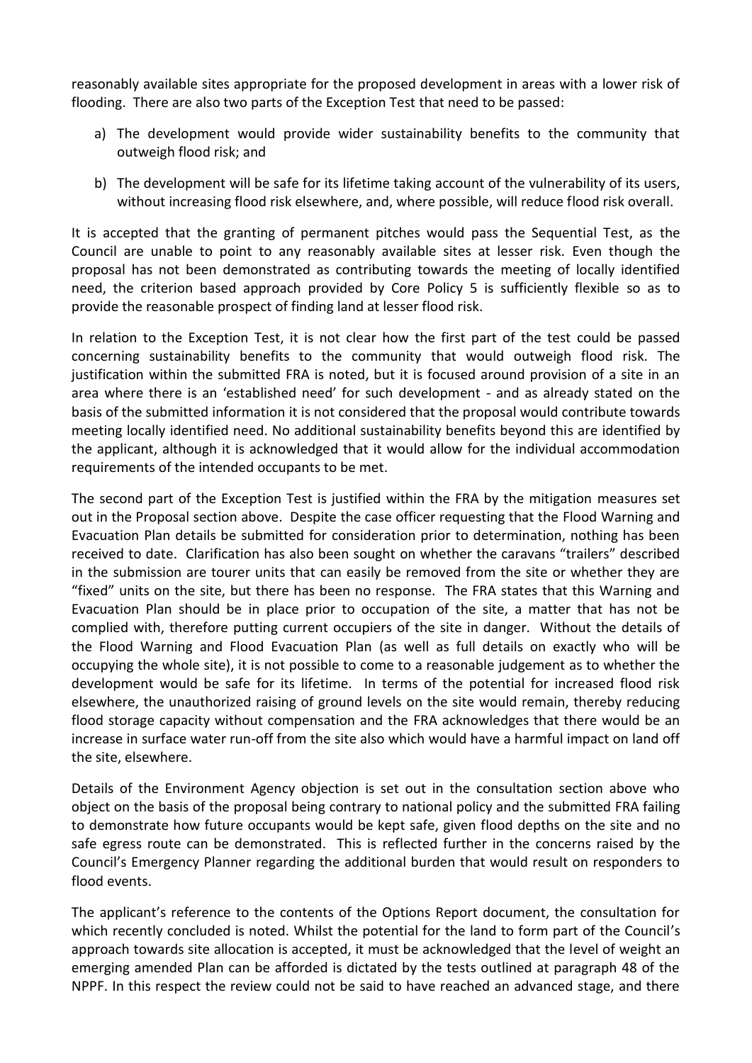reasonably available sites appropriate for the proposed development in areas with a lower risk of flooding. There are also two parts of the Exception Test that need to be passed:

a) The development would provide wider sustainability benefits to the community that outweigh flood risk; and

b) The development will be safe for its lifetime taking account of the vulnerability of its users, without increasing flood risk elsewhere, and, where possible, will reduce flood risk overall.

It is accepted that the granting of permanent pitches would pass the Sequential Test, as the Council are unable to point to any reasonably available sites at lesser risk. Even though the proposal has not been demonstrated as contributing towards the meeting of locally identified need, the criterion based approach provided by Core Policy 5 is sufficiently flexible so as to provide the reasonable prospect of finding land at lesser flood risk.

In relation to the Exception Test, it is not clear how the first part of the test could be passed concerning sustainability benefits to the community that would outweigh flood risk. The justification within the submitted FRA is noted, but it is focused around provision of a site in an area where there is an 'established need' for such development - and as already stated on the basis of the submitted information it is not considered that the proposal would contribute towards meeting locally identified need. No additional sustainability benefits beyond this are identified by the applicant, although it is acknowledged that it would allow for the individual accommodation requirements of the intended occupants to be met.

The second part of the Exception Test is justified within the FRA by the mitigation measures set out in the Proposal section above. Despite the case officer requesting that the Flood Warning and Evacuation Plan details be submitted for consideration prior to determination, nothing has been received to date. Clarification has also been sought on whether the caravans "trailers" described in the submission are tourer units that can easily be removed from the site or whether they are "fixed" units on the site, but there has been no response. The FRA states that this Warning and Evacuation Plan should be in place prior to occupation of the site, a matter that has not be complied with, therefore putting current occupiers of the site in danger. Without the details of the Flood Warning and Flood Evacuation Plan (as well as full details on exactly who will be occupying the whole site), it is not possible to come to a reasonable judgement as to whether the development would be safe for its lifetime. In terms of the potential for increased flood risk elsewhere, the unauthorized raising of ground levels on the site would remain, thereby reducing flood storage capacity without compensation and the FRA acknowledges that there would be an increase in surface water run-off from the site also which would have a harmful impact on land off the site, elsewhere.

Details of the Environment Agency objection is set out in the consultation section above who object on the basis of the proposal being contrary to national policy and the submitted FRA failing to demonstrate how future occupants would be kept safe, given flood depths on the site and no safe egress route can be demonstrated. This is reflected further in the concerns raised by the Council's Emergency Planner regarding the additional burden that would result on responders to flood events.

The applicant's reference to the contents of the Options Report document, the consultation for which recently concluded is noted. Whilst the potential for the land to form part of the Council's approach towards site allocation is accepted, it must be acknowledged that the level of weight an emerging amended Plan can be afforded is dictated by the tests outlined at paragraph 48 of the NPPF. In this respect the review could not be said to have reached an advanced stage, and there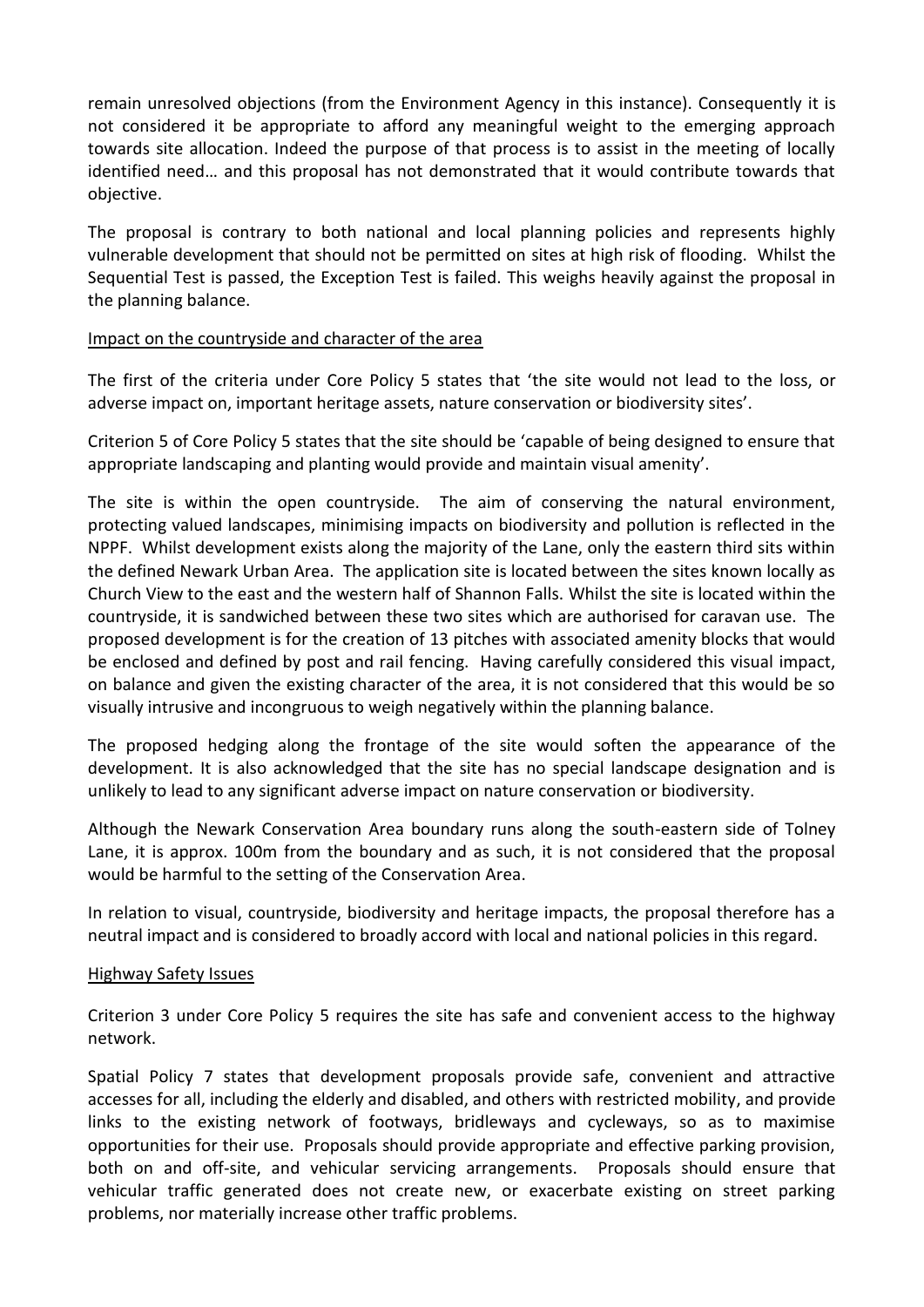remain unresolved objections (from the Environment Agency in this instance). Consequently it is not considered it be appropriate to afford any meaningful weight to the emerging approach towards site allocation. Indeed the purpose of that process is to assist in the meeting of locally identified need… and this proposal has not demonstrated that it would contribute towards that objective.

The proposal is contrary to both national and local planning policies and represents highly vulnerable development that should not be permitted on sites at high risk of flooding. Whilst the Sequential Test is passed, the Exception Test is failed. This weighs heavily against the proposal in the planning balance.

Impact on the countryside and character of the area

The first of the criteria under Core Policy 5 states that 'the site would not lead to the loss, or adverse impact on, important heritage assets, nature conservation or biodiversity sites'.

Criterion 5 of Core Policy 5 states that the site should be 'capable of being designed to ensure that appropriate landscaping and planting would provide and maintain visual amenity'.

The site is within the open countryside. The aim of conserving the natural environment, protecting valued landscapes, minimising impacts on biodiversity and pollution is reflected in the NPPF. Whilst development exists along the majority of the Lane, only the eastern third sits within the defined Newark Urban Area. The application site is located between the sites known locally as Church View to the east and the western half of Shannon Falls. Whilst the site is located within the countryside, it is sandwiched between these two sites which are authorised for caravan use. The proposed development is for the creation of 13 pitches with associated amenity blocks that would be enclosed and defined by post and rail fencing. Having carefully considered this visual impact, on balance and given the existing character of the area, it is not considered that this would be so visually intrusive and incongruous to weigh negatively within the planning balance.

The proposed hedging along the frontage of the site would soften the appearance of the development. It is also acknowledged that the site has no special landscape designation and is unlikely to lead to any significant adverse impact on nature conservation or biodiversity.

Although the Newark Conservation Area boundary runs along the south-eastern side of Tolney Lane, it is approx. 100m from the boundary and as such, it is not considered that the proposal would be harmful to the setting of the Conservation Area.

In relation to visual, countryside, biodiversity and heritage impacts, the proposal therefore has a neutral impact and is considered to broadly accord with local and national policies in this regard.

Highway Safety Issues

Criterion 3 under Core Policy 5 requires the site has safe and convenient access to the highway network.

Spatial Policy 7 states that development proposals provide safe, convenient and attractive accesses for all, including the elderly and disabled, and others with restricted mobility, and provide links to the existing network of footways, bridleways and cycleways, so as to maximise opportunities for their use. Proposals should provide appropriate and effective parking provision, both on and off-site, and vehicular servicing arrangements. Proposals should ensure that vehicular traffic generated does not create new, or exacerbate existing on street parking problems, nor materially increase other traffic problems.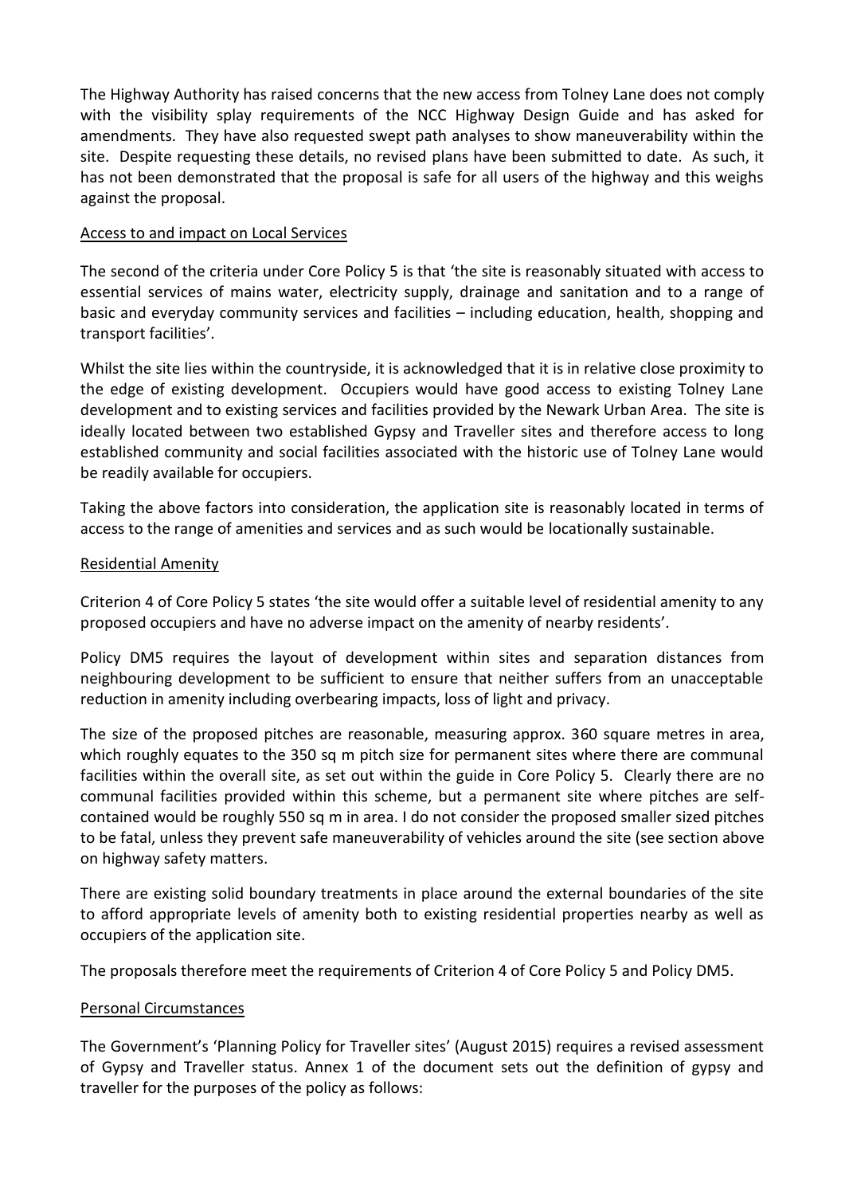The Highway Authority has raised concerns that the new access from Tolney Lane does not comply with the visibility splay requirements of the NCC Highway Design Guide and has asked for amendments. They have also requested swept path analyses to show maneuverability within the site. Despite requesting these details, no revised plans have been submitted to date. As such, it has not been demonstrated that the proposal is safe for all users of the highway and this weighs against the proposal.

<u>Access to and impact on Local Services</u>

The second of the criteria under Core Policy 5 is that 'the site is reasonably situated with access to essential services of mains water, electricity supply, drainage and sanitation and to a range of basic and everyday community services and facilities – including education, health, shopping and transport facilities'.

Whilst the site lies within the countryside, it is acknowledged that it is in relative close proximity to the edge of existing development. Occupiers would have good access to existing Tolney Lane development and to existing services and facilities provided by the Newark Urban Area. The site is ideally located between two established Gypsy and Traveller sites and therefore access to long established community and social facilities associated with the historic use of Tolney Lane would be readily available for occupiers.

Taking the above factors into consideration, the application site is reasonably located in terms of access to the range of amenities and services and as such would be locationally sustainable.

<u>Residential Amenity</u>

Criterion 4 of Core Policy 5 states 'the site would offer a suitable level of residential amenity to any proposed occupiers and have no adverse impact on the amenity of nearby residents'.

Policy DM5 requires the layout of development within sites and separation distances from neighbouring development to be sufficient to ensure that neither suffers from an unacceptable reduction in amenity including overbearing impacts, loss of light and privacy.

The size of the proposed pitches are reasonable, measuring approx. 360 square metres in area, which roughly equates to the 350 sq m pitch size for permanent sites where there are communal facilities within the overall site, as set out within the guide in Core Policy 5. Clearly there are no communal facilities provided within this scheme, but a permanent site where pitches are self-contained would be roughly 550 sq m in area. I do not consider the proposed smaller sized pitches to be fatal, unless they prevent safe maneuverability of vehicles around the site (see section above on highway safety matters.

There are existing solid boundary treatments in place around the external boundaries of the site to afford appropriate levels of amenity both to existing residential properties nearby as well as occupiers of the application site.

The proposals therefore meet the requirements of Criterion 4 of Core Policy 5 and Policy DM5.

<u>Personal Circumstances</u>

The Government's 'Planning Policy for Traveller sites' (August 2015) requires a revised assessment of Gypsy and Traveller status. Annex 1 of the document sets out the definition of gypsy and traveller for the purposes of the policy as follows: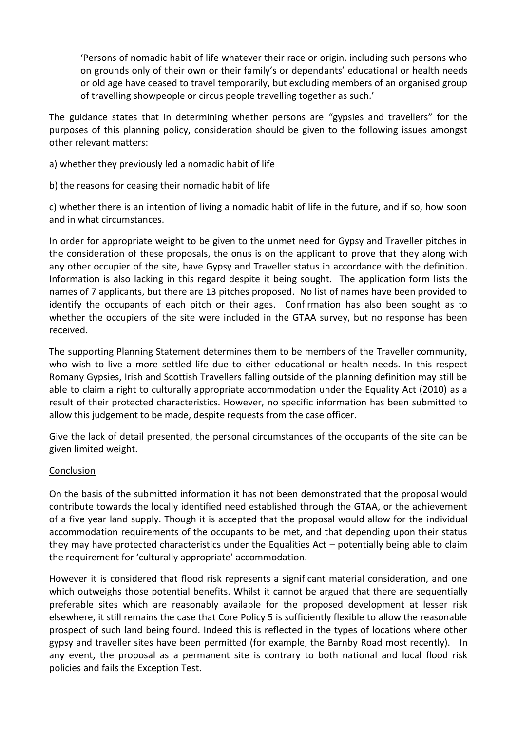> 'Persons of nomadic habit of life whatever their race or origin, including such persons who on grounds only of their own or their family's or dependants' educational or health needs or old age have ceased to travel temporarily, but excluding members of an organised group of travelling showpeople or circus people travelling together as such.'

The guidance states that in determining whether persons are "gypsies and travellers" for the purposes of this planning policy, consideration should be given to the following issues amongst other relevant matters:

a) whether they previously led a nomadic habit of life

b) the reasons for ceasing their nomadic habit of life

c) whether there is an intention of living a nomadic habit of life in the future, and if so, how soon and in what circumstances.

In order for appropriate weight to be given to the unmet need for Gypsy and Traveller pitches in the consideration of these proposals, the onus is on the applicant to prove that they along with any other occupier of the site, have Gypsy and Traveller status in accordance with the definition. Information is also lacking in this regard despite it being sought. The application form lists the names of 7 applicants, but there are 13 pitches proposed. No list of names have been provided to identify the occupants of each pitch or their ages. Confirmation has also been sought as to whether the occupiers of the site were included in the GTAA survey, but no response has been received.

The supporting Planning Statement determines them to be members of the Traveller community, who wish to live a more settled life due to either educational or health needs. In this respect Romany Gypsies, Irish and Scottish Travellers falling outside of the planning definition may still be able to claim a right to culturally appropriate accommodation under the Equality Act (2010) as a result of their protected characteristics. However, no specific information has been submitted to allow this judgement to be made, despite requests from the case officer.

Give the lack of detail presented, the personal circumstances of the occupants of the site can be given limited weight.

<u>Conclusion</u>

On the basis of the submitted information it has not been demonstrated that the proposal would contribute towards the locally identified need established through the GTAA, or the achievement of a five year land supply. Though it is accepted that the proposal would allow for the individual accommodation requirements of the occupants to be met, and that depending upon their status they may have protected characteristics under the Equalities Act – potentially being able to claim the requirement for 'culturally appropriate' accommodation.

However it is considered that flood risk represents a significant material consideration, and one which outweighs those potential benefits. Whilst it cannot be argued that there are sequentially preferable sites which are reasonably available for the proposed development at lesser risk elsewhere, it still remains the case that Core Policy 5 is sufficiently flexible to allow the reasonable prospect of such land being found. Indeed this is reflected in the types of locations where other gypsy and traveller sites have been permitted (for example, the Barnby Road most recently). In any event, the proposal as a permanent site is contrary to both national and local flood risk policies and fails the Exception Test.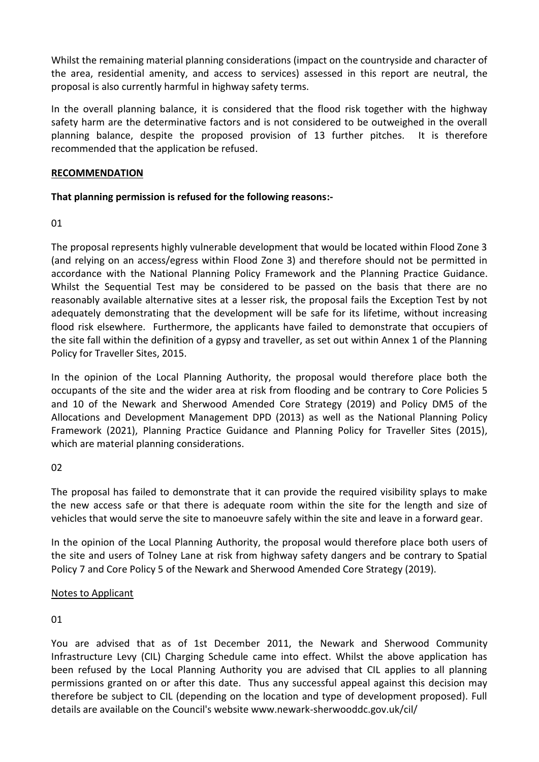Whilst the remaining material planning considerations (impact on the countryside and character of the area, residential amenity, and access to services) assessed in this report are neutral, the proposal is also currently harmful in highway safety terms.

In the overall planning balance, it is considered that the flood risk together with the highway safety harm are the determinative factors and is not considered to be outweighed in the overall planning balance, despite the proposed provision of 13 further pitches. It is therefore recommended that the application be refused.

**<u>RECOMMENDATION</u>**

**That planning permission is refused for the following reasons:-**

01

The proposal represents highly vulnerable development that would be located within Flood Zone 3 (and relying on an access/egress within Flood Zone 3) and therefore should not be permitted in accordance with the National Planning Policy Framework and the Planning Practice Guidance. Whilst the Sequential Test may be considered to be passed on the basis that there are no reasonably available alternative sites at a lesser risk, the proposal fails the Exception Test by not adequately demonstrating that the development will be safe for its lifetime, without increasing flood risk elsewhere. Furthermore, the applicants have failed to demonstrate that occupiers of the site fall within the definition of a gypsy and traveller, as set out within Annex 1 of the Planning Policy for Traveller Sites, 2015.

In the opinion of the Local Planning Authority, the proposal would therefore place both the occupants of the site and the wider area at risk from flooding and be contrary to Core Policies 5 and 10 of the Newark and Sherwood Amended Core Strategy (2019) and Policy DM5 of the Allocations and Development Management DPD (2013) as well as the National Planning Policy Framework (2021), Planning Practice Guidance and Planning Policy for Traveller Sites (2015), which are material planning considerations.

02

The proposal has failed to demonstrate that it can provide the required visibility splays to make the new access safe or that there is adequate room within the site for the length and size of vehicles that would serve the site to manoeuvre safely within the site and leave in a forward gear.

In the opinion of the Local Planning Authority, the proposal would therefore place both users of the site and users of Tolney Lane at risk from highway safety dangers and be contrary to Spatial Policy 7 and Core Policy 5 of the Newark and Sherwood Amended Core Strategy (2019).

<u>Notes to Applicant</u>

01

You are advised that as of 1st December 2011, the Newark and Sherwood Community Infrastructure Levy (CIL) Charging Schedule came into effect. Whilst the above application has been refused by the Local Planning Authority you are advised that CIL applies to all planning permissions granted on or after this date. Thus any successful appeal against this decision may therefore be subject to CIL (depending on the location and type of development proposed). Full details are available on the Council's website www.newark-sherwooddc.gov.uk/cil/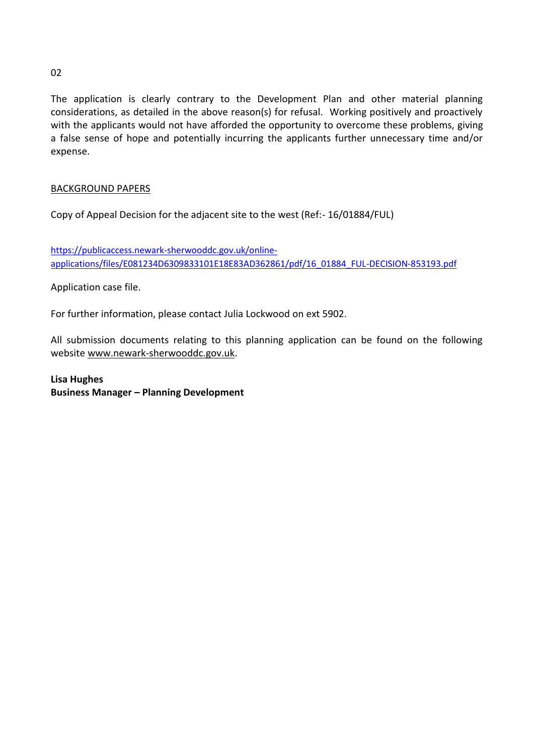02

The application is clearly contrary to the Development Plan and other material planning considerations, as detailed in the above reason(s) for refusal. Working positively and proactively with the applicants would not have afforded the opportunity to overcome these problems, giving a false sense of hope and potentially incurring the applicants further unnecessary time and/or expense.

BACKGROUND PAPERS

Copy of Appeal Decision for the adjacent site to the west (Ref:- 16/01884/FUL)

https://publicaccess.newark-sherwooddc.gov.uk/online-applications/files/E081234D6309833101E18E83AD362861/pdf/16_01884_FUL-DECISION-853193.pdf

Application case file.

For further information, please contact Julia Lockwood on ext 5902.

All submission documents relating to this planning application can be found on the following website www.newark-sherwooddc.gov.uk.

**Lisa Hughes**
**Business Manager – Planning Development**